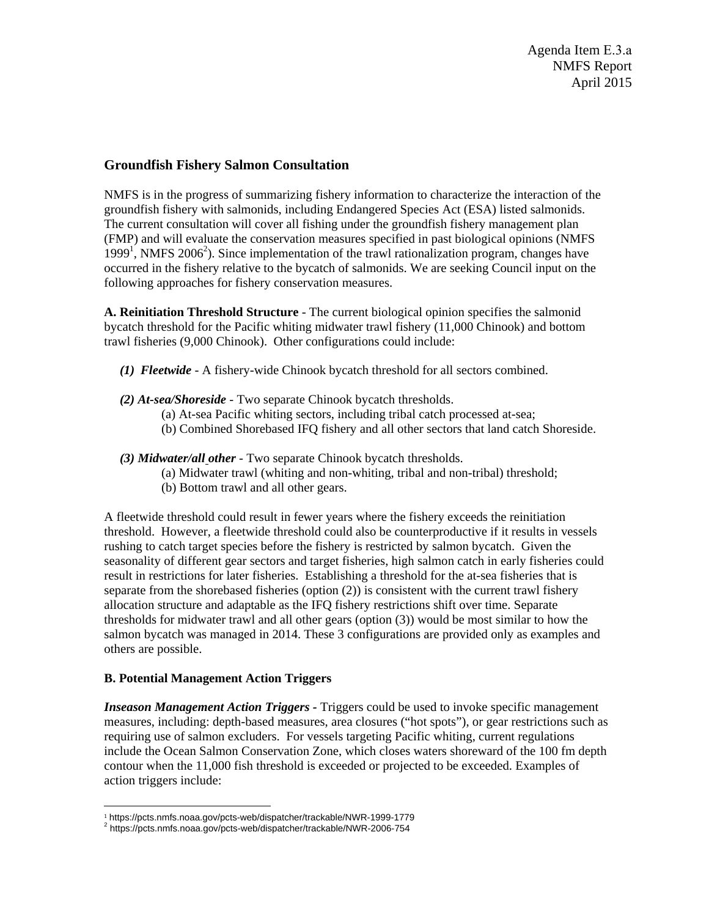Agenda Item E.3.a
NMFS Report
April 2015

## Groundfish Fishery Salmon Consultation

NMFS is in the progress of summarizing fishery information to characterize the interaction of the groundfish fishery with salmonids, including Endangered Species Act (ESA) listed salmonids. The current consultation will cover all fishing under the groundfish fishery management plan (FMP) and will evaluate the conservation measures specified in past biological opinions (NMFS 1999[1], NMFS 2006[2]). Since implementation of the trawl rationalization program, changes have occurred in the fishery relative to the bycatch of salmonids. We are seeking Council input on the following approaches for fishery conservation measures.

**A. Reinitiation Threshold Structure** - The current biological opinion specifies the salmonid bycatch threshold for the Pacific whiting midwater trawl fishery (11,000 Chinook) and bottom trawl fisheries (9,000 Chinook). Other configurations could include:

- ***(1) Fleetwide*** - A fishery-wide Chinook bycatch threshold for all sectors combined.
- ***(2) At-sea/Shoreside*** - Two separate Chinook bycatch thresholds.
  - (a) At-sea Pacific whiting sectors, including tribal catch processed at-sea;
  - (b) Combined Shorebased IFQ fishery and all other sectors that land catch Shoreside.
- ***(3) Midwater/all other*** - Two separate Chinook bycatch thresholds.
  - (a) Midwater trawl (whiting and non-whiting, tribal and non-tribal) threshold;
  - (b) Bottom trawl and all other gears.

A fleetwide threshold could result in fewer years where the fishery exceeds the reinitiation threshold. However, a fleetwide threshold could also be counterproductive if it results in vessels rushing to catch target species before the fishery is restricted by salmon bycatch. Given the seasonality of different gear sectors and target fisheries, high salmon catch in early fisheries could result in restrictions for later fisheries. Establishing a threshold for the at-sea fisheries that is separate from the shorebased fisheries (option (2)) is consistent with the current trawl fishery allocation structure and adaptable as the IFQ fishery restrictions shift over time. Separate thresholds for midwater trawl and all other gears (option (3)) would be most similar to how the salmon bycatch was managed in 2014. These 3 configurations are provided only as examples and others are possible.

**B. Potential Management Action Triggers**

***Inseason Management Action Triggers*** - Triggers could be used to invoke specific management measures, including: depth-based measures, area closures ("hot spots"), or gear restrictions such as requiring use of salmon excluders. For vessels targeting Pacific whiting, current regulations include the Ocean Salmon Conservation Zone, which closes waters shoreward of the 100 fm depth contour when the 11,000 fish threshold is exceeded or projected to be exceeded. Examples of action triggers include:

---

[1] https://pcts.nmfs.noaa.gov/pcts-web/dispatcher/trackable/NWR-1999-1779
[2] https://pcts.nmfs.noaa.gov/pcts-web/dispatcher/trackable/NWR-2006-754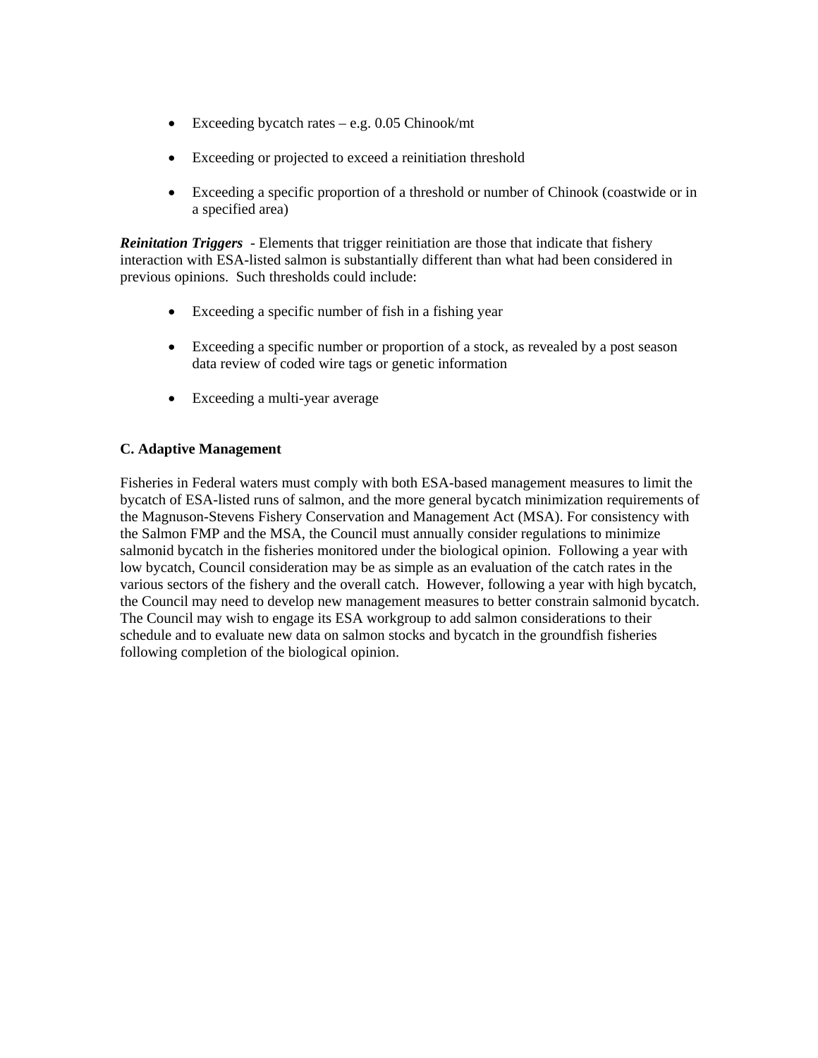- Exceeding bycatch rates – e.g. 0.05 Chinook/mt

- Exceeding or projected to exceed a reinitiation threshold

- Exceeding a specific proportion of a threshold or number of Chinook (coastwide or in a specified area)

***Reinitation Triggers*** - Elements that trigger reinitiation are those that indicate that fishery interaction with ESA-listed salmon is substantially different than what had been considered in previous opinions. Such thresholds could include:

- Exceeding a specific number of fish in a fishing year

- Exceeding a specific number or proportion of a stock, as revealed by a post season data review of coded wire tags or genetic information

- Exceeding a multi-year average

**C. Adaptive Management**

Fisheries in Federal waters must comply with both ESA-based management measures to limit the bycatch of ESA-listed runs of salmon, and the more general bycatch minimization requirements of the Magnuson-Stevens Fishery Conservation and Management Act (MSA). For consistency with the Salmon FMP and the MSA, the Council must annually consider regulations to minimize salmonid bycatch in the fisheries monitored under the biological opinion. Following a year with low bycatch, Council consideration may be as simple as an evaluation of the catch rates in the various sectors of the fishery and the overall catch. However, following a year with high bycatch, the Council may need to develop new management measures to better constrain salmonid bycatch. The Council may wish to engage its ESA workgroup to add salmon considerations to their schedule and to evaluate new data on salmon stocks and bycatch in the groundfish fisheries following completion of the biological opinion.